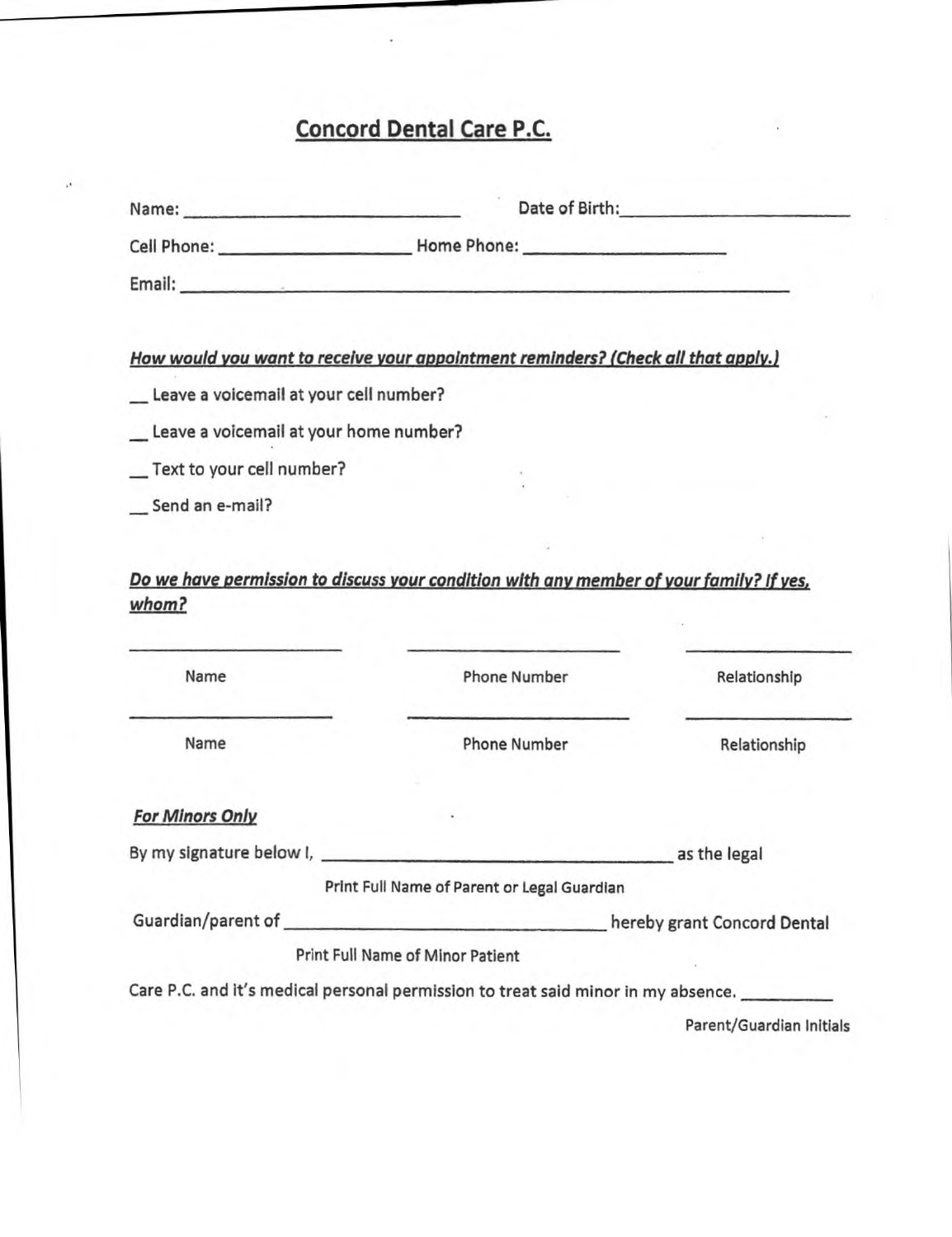# Concord Dental Care P.C.

Name: ______________________________ Date of Birth: ______________________________

Cell Phone: ____________________ Home Phone: ____________________

Email: ____________________________________________________________

***How would you want to receive your appointment reminders? (Check all that apply.)***

__ Leave a voicemail at your cell number?

__ Leave a voicemail at your home number?

__ Text to your cell number?

__ Send an e-mail?

***Do we have permission to discuss your condition with any member of your family? If yes, whom?***

| Name | Phone Number | Relationship |
|---|---|---|
| ____________________ | ____________________ | ____________________ |
| ____________________ | ____________________ | ____________________ |

***For Minors Only***

By my signature below I, ________________________________________ as the legal
Print Full Name of Parent or Legal Guardian

Guardian/parent of ________________________________________ hereby grant Concord Dental
Print Full Name of Minor Patient

Care P.C. and it's medical personal permission to treat said minor in my absence. __________
Parent/Guardian Initials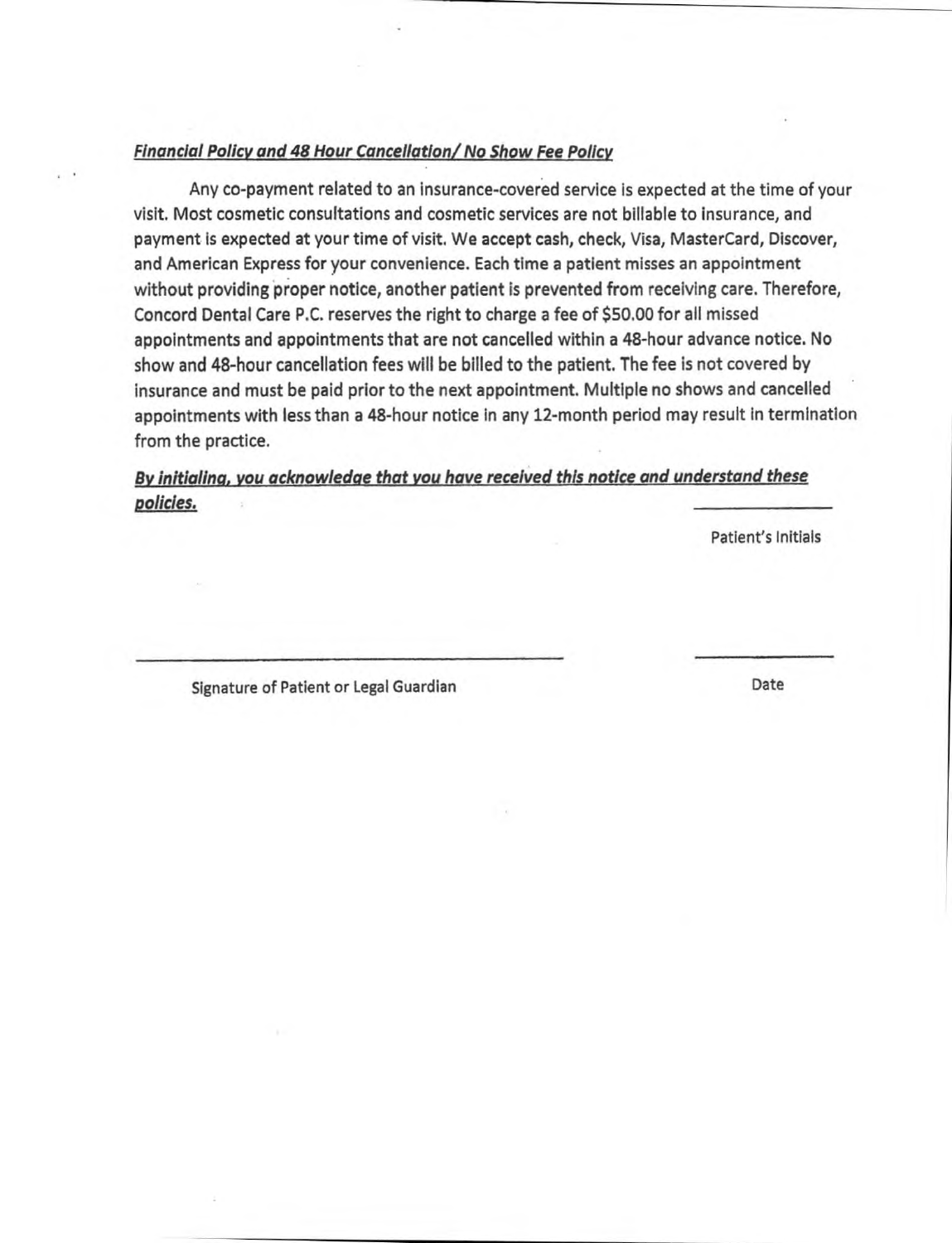***Financial Policy and 48 Hour Cancellation/ No Show Fee Policy***

Any co-payment related to an insurance-covered service is expected at the time of your visit. Most cosmetic consultations and cosmetic services are not billable to insurance, and payment is expected at your time of visit. We accept cash, check, Visa, MasterCard, Discover, and American Express for your convenience. Each time a patient misses an appointment without providing proper notice, another patient is prevented from receiving care. Therefore, Concord Dental Care P.C. reserves the right to charge a fee of $50.00 for all missed appointments and appointments that are not cancelled within a 48-hour advance notice. No show and 48-hour cancellation fees will be billed to the patient. The fee is not covered by insurance and must be paid prior to the next appointment. Multiple no shows and cancelled appointments with less than a 48-hour notice in any 12-month period may result in termination from the practice.

***By initialing, you acknowledge that you have received this notice and understand these policies.*** \_\_\_\_\_\_\_\_\_\_\_\_

Patient's Initials

\_\_\_\_\_\_\_\_\_\_\_\_\_\_\_\_\_\_\_\_\_\_\_\_\_\_\_\_\_\_\_\_\_\_\_\_ \_\_\_\_\_\_\_\_\_\_\_\_

Signature of Patient or Legal Guardian Date